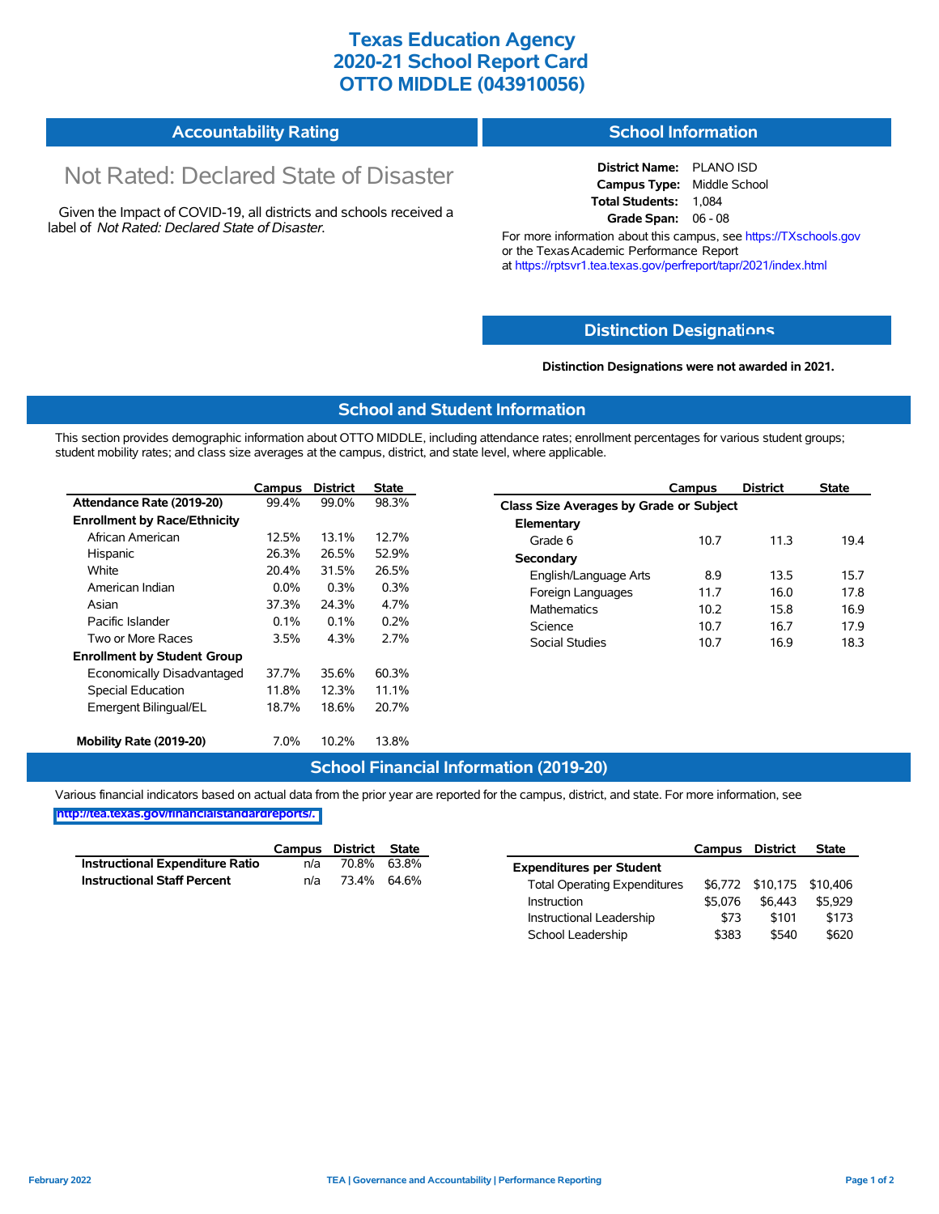# Texas Education Agency
# 2020-21 School Report Card
# OTTO MIDDLE (043910056)

## Accountability Rating

Not Rated: Declared State of Disaster

Given the Impact of COVID-19, all districts and schools received a label of *Not Rated: Declared State of Disaster*.

## School Information

**District Name:** PLANO ISD
**Campus Type:** Middle School
**Total Students:** 1,084
**Grade Span:** 06 - 08

For more information about this campus, see https://TXschools.gov or the Texas Academic Performance Report at https://rptsvr1.tea.texas.gov/perfreport/tapr/2021/index.html

## Distinction Designations

**Distinction Designations were not awarded in 2021.**

## School and Student Information

This section provides demographic information about OTTO MIDDLE, including attendance rates; enrollment percentages for various student groups; student mobility rates; and class size averages at the campus, district, and state level, where applicable.

| | Campus | District | State |
|---|---|---|---|
| **Attendance Rate (2019-20)** | 99.4% | 99.0% | 98.3% |
| **Enrollment by Race/Ethnicity** | | | |
| African American | 12.5% | 13.1% | 12.7% |
| Hispanic | 26.3% | 26.5% | 52.9% |
| White | 20.4% | 31.5% | 26.5% |
| American Indian | 0.0% | 0.3% | 0.3% |
| Asian | 37.3% | 24.3% | 4.7% |
| Pacific Islander | 0.1% | 0.1% | 0.2% |
| Two or More Races | 3.5% | 4.3% | 2.7% |
| **Enrollment by Student Group** | | | |
| Economically Disadvantaged | 37.7% | 35.6% | 60.3% |
| Special Education | 11.8% | 12.3% | 11.1% |
| Emergent Bilingual/EL | 18.7% | 18.6% | 20.7% |
| **Mobility Rate (2019-20)** | 7.0% | 10.2% | 13.8% |

| | Campus | District | State |
|---|---|---|---|
| **Class Size Averages by Grade or Subject** | | | |
| **Elementary** | | | |
| Grade 6 | 10.7 | 11.3 | 19.4 |
| **Secondary** | | | |
| English/Language Arts | 8.9 | 13.5 | 15.7 |
| Foreign Languages | 11.7 | 16.0 | 17.8 |
| Mathematics | 10.2 | 15.8 | 16.9 |
| Science | 10.7 | 16.7 | 17.9 |
| Social Studies | 10.7 | 16.9 | 18.3 |

## School Financial Information (2019-20)

Various financial indicators based on actual data from the prior year are reported for the campus, district, and state. For more information, see http://tea.texas.gov/financialstandardreports/.

| | Campus | District | State |
|---|---|---|---|
| **Instructional Expenditure Ratio** | n/a | 70.8% | 63.8% |
| **Instructional Staff Percent** | n/a | 73.4% | 64.6% |

| | Campus | District | State |
|---|---|---|---|
| **Expenditures per Student** | | | |
| Total Operating Expenditures | $6,772 | $10,175 | $10,406 |
| Instruction | $5,076 | $6,443 | $5,929 |
| Instructional Leadership | $73 | $101 | $173 |
| School Leadership | $383 | $540 | $620 |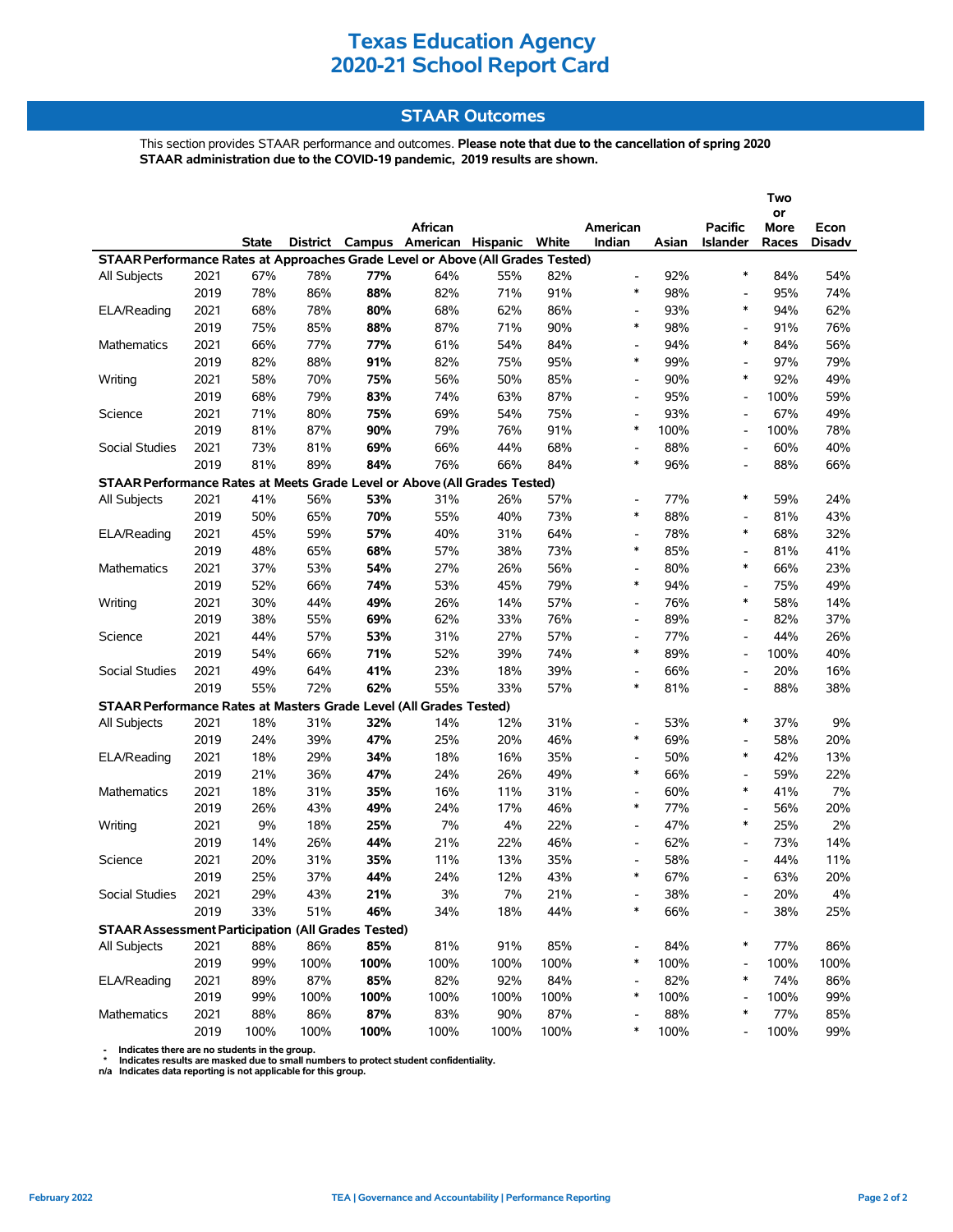# Texas Education Agency
# 2020-21 School Report Card

## STAAR Outcomes

This section provides STAAR performance and outcomes. **Please note that due to the cancellation of spring 2020 STAAR administration due to the COVID-19 pandemic, 2019 results are shown.**

| | | State | District | Campus | African American | Hispanic | White | American Indian | Asian | Pacific Islander | Two or More Races | Econ Disadv |
|---|---|---|---|---|---|---|---|---|---|---|---|---|
| **STAAR Performance Rates at Approaches Grade Level or Above (All Grades Tested)** | | | | | | | | | | | | |
| All Subjects | 2021 | 67% | 78% | **77%** | 64% | 55% | 82% | - | 92% | * | 84% | 54% |
| | 2019 | 78% | 86% | **88%** | 82% | 71% | 91% | * | 98% | - | 95% | 74% |
| ELA/Reading | 2021 | 68% | 78% | **80%** | 68% | 62% | 86% | - | 93% | * | 94% | 62% |
| | 2019 | 75% | 85% | **88%** | 87% | 71% | 90% | * | 98% | - | 91% | 76% |
| Mathematics | 2021 | 66% | 77% | **77%** | 61% | 54% | 84% | - | 94% | * | 84% | 56% |
| | 2019 | 82% | 88% | **91%** | 82% | 75% | 95% | * | 99% | - | 97% | 79% |
| Writing | 2021 | 58% | 70% | **75%** | 56% | 50% | 85% | - | 90% | * | 92% | 49% |
| | 2019 | 68% | 79% | **83%** | 74% | 63% | 87% | - | 95% | - | 100% | 59% |
| Science | 2021 | 71% | 80% | **75%** | 69% | 54% | 75% | - | 93% | - | 67% | 49% |
| | 2019 | 81% | 87% | **90%** | 79% | 76% | 91% | * | 100% | - | 100% | 78% |
| Social Studies | 2021 | 73% | 81% | **69%** | 66% | 44% | 68% | - | 88% | - | 60% | 40% |
| | 2019 | 81% | 89% | **84%** | 76% | 66% | 84% | * | 96% | - | 88% | 66% |
| **STAAR Performance Rates at Meets Grade Level or Above (All Grades Tested)** | | | | | | | | | | | | |
| All Subjects | 2021 | 41% | 56% | **53%** | 31% | 26% | 57% | - | 77% | * | 59% | 24% |
| | 2019 | 50% | 65% | **70%** | 55% | 40% | 73% | * | 88% | - | 81% | 43% |
| ELA/Reading | 2021 | 45% | 59% | **57%** | 40% | 31% | 64% | - | 78% | * | 68% | 32% |
| | 2019 | 48% | 65% | **68%** | 57% | 38% | 73% | * | 85% | - | 81% | 41% |
| Mathematics | 2021 | 37% | 53% | **54%** | 27% | 26% | 56% | - | 80% | * | 66% | 23% |
| | 2019 | 52% | 66% | **74%** | 53% | 45% | 79% | * | 94% | - | 75% | 49% |
| Writing | 2021 | 30% | 44% | **49%** | 26% | 14% | 57% | - | 76% | * | 58% | 14% |
| | 2019 | 38% | 55% | **69%** | 62% | 33% | 76% | - | 89% | - | 82% | 37% |
| Science | 2021 | 44% | 57% | **53%** | 31% | 27% | 57% | - | 77% | - | 44% | 26% |
| | 2019 | 54% | 66% | **71%** | 52% | 39% | 74% | * | 89% | - | 100% | 40% |
| Social Studies | 2021 | 49% | 64% | **41%** | 23% | 18% | 39% | - | 66% | - | 20% | 16% |
| | 2019 | 55% | 72% | **62%** | 55% | 33% | 57% | * | 81% | - | 88% | 38% |
| **STAAR Performance Rates at Masters Grade Level (All Grades Tested)** | | | | | | | | | | | | |
| All Subjects | 2021 | 18% | 31% | **32%** | 14% | 12% | 31% | - | 53% | * | 37% | 9% |
| | 2019 | 24% | 39% | **47%** | 25% | 20% | 46% | * | 69% | - | 58% | 20% |
| ELA/Reading | 2021 | 18% | 29% | **34%** | 18% | 16% | 35% | - | 50% | * | 42% | 13% |
| | 2019 | 21% | 36% | **47%** | 24% | 26% | 49% | * | 66% | - | 59% | 22% |
| Mathematics | 2021 | 18% | 31% | **35%** | 16% | 11% | 31% | - | 60% | * | 41% | 7% |
| | 2019 | 26% | 43% | **49%** | 24% | 17% | 46% | * | 77% | - | 56% | 20% |
| Writing | 2021 | 9% | 18% | **25%** | 7% | 4% | 22% | - | 47% | * | 25% | 2% |
| | 2019 | 14% | 26% | **44%** | 21% | 22% | 46% | - | 62% | - | 73% | 14% |
| Science | 2021 | 20% | 31% | **35%** | 11% | 13% | 35% | - | 58% | - | 44% | 11% |
| | 2019 | 25% | 37% | **44%** | 24% | 12% | 43% | * | 67% | - | 63% | 20% |
| Social Studies | 2021 | 29% | 43% | **21%** | 3% | 7% | 21% | - | 38% | - | 20% | 4% |
| | 2019 | 33% | 51% | **46%** | 34% | 18% | 44% | * | 66% | - | 38% | 25% |
| **STAAR Assessment Participation (All Grades Tested)** | | | | | | | | | | | | |
| All Subjects | 2021 | 88% | 86% | **85%** | 81% | 91% | 85% | - | 84% | * | 77% | 86% |
| | 2019 | 99% | 100% | **100%** | 100% | 100% | 100% | * | 100% | - | 100% | 100% |
| ELA/Reading | 2021 | 89% | 87% | **85%** | 82% | 92% | 84% | - | 82% | * | 74% | 86% |
| | 2019 | 99% | 100% | **100%** | 100% | 100% | 100% | * | 100% | - | 100% | 99% |
| Mathematics | 2021 | 88% | 86% | **87%** | 83% | 90% | 87% | - | 88% | * | 77% | 85% |
| | 2019 | 100% | 100% | **100%** | 100% | 100% | 100% | * | 100% | - | 100% | 99% |

**-** Indicates there are no students in the group.
**\*** Indicates results are masked due to small numbers to protect student confidentiality.
**n/a** Indicates data reporting is not applicable for this group.